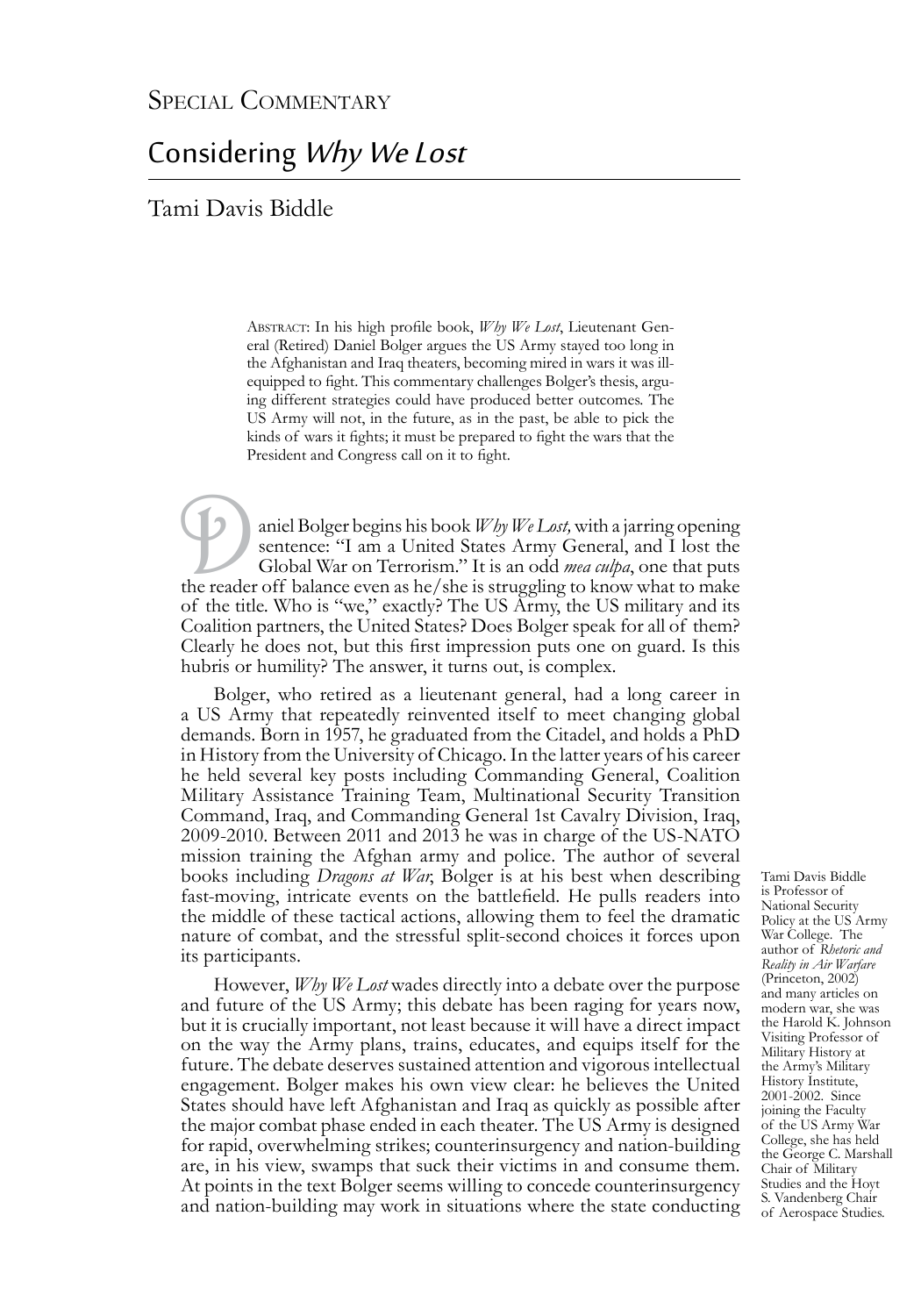Special Commentary

# Considering *Why We Lost*

Tami Davis Biddle

> Abstract: In his high profile book, *Why We Lost*, Lieutenant General (Retired) Daniel Bolger argues the US Army stayed too long in the Afghanistan and Iraq theaters, becoming mired in wars it was ill-equipped to fight. This commentary challenges Bolger's thesis, arguing different strategies could have produced better outcomes. The US Army will not, in the future, as in the past, be able to pick the kinds of wars it fights; it must be prepared to fight the wars that the President and Congress call on it to fight.

Daniel Bolger begins his book *Why We Lost,* with a jarring opening sentence: "I am a United States Army General, and I lost the Global War on Terrorism." It is an odd *mea culpa*, one that puts the reader off balance even as he/she is struggling to know what to make of the title. Who is "we," exactly? The US Army, the US military and its Coalition partners, the United States? Does Bolger speak for all of them? Clearly he does not, but this first impression puts one on guard. Is this hubris or humility? The answer, it turns out, is complex.

Bolger, who retired as a lieutenant general, had a long career in a US Army that repeatedly reinvented itself to meet changing global demands. Born in 1957, he graduated from the Citadel, and holds a PhD in History from the University of Chicago. In the latter years of his career he held several key posts including Commanding General, Coalition Military Assistance Training Team, Multinational Security Transition Command, Iraq, and Commanding General 1st Cavalry Division, Iraq, 2009-2010. Between 2011 and 2013 he was in charge of the US-NATO mission training the Afghan army and police. The author of several books including *Dragons at War*, Bolger is at his best when describing fast-moving, intricate events on the battlefield. He pulls readers into the middle of these tactical actions, allowing them to feel the dramatic nature of combat, and the stressful split-second choices it forces upon its participants.

However, *Why We Lost* wades directly into a debate over the purpose and future of the US Army; this debate has been raging for years now, but it is crucially important, not least because it will have a direct impact on the way the Army plans, trains, educates, and equips itself for the future. The debate deserves sustained attention and vigorous intellectual engagement. Bolger makes his own view clear: he believes the United States should have left Afghanistan and Iraq as quickly as possible after the major combat phase ended in each theater. The US Army is designed for rapid, overwhelming strikes; counterinsurgency and nation-building are, in his view, swamps that suck their victims in and consume them. At points in the text Bolger seems willing to concede counterinsurgency and nation-building may work in situations where the state conducting

Tami Davis Biddle is Professor of National Security Policy at the US Army War College. The author of *Rhetoric and Reality in Air Warfare* (Princeton, 2002) and many articles on modern war, she was the Harold K. Johnson Visiting Professor of Military History at the Army's Military History Institute, 2001-2002. Since joining the Faculty of the US Army War College, she has held the George C. Marshall Chair of Military Studies and the Hoyt S. Vandenberg Chair of Aerospace Studies.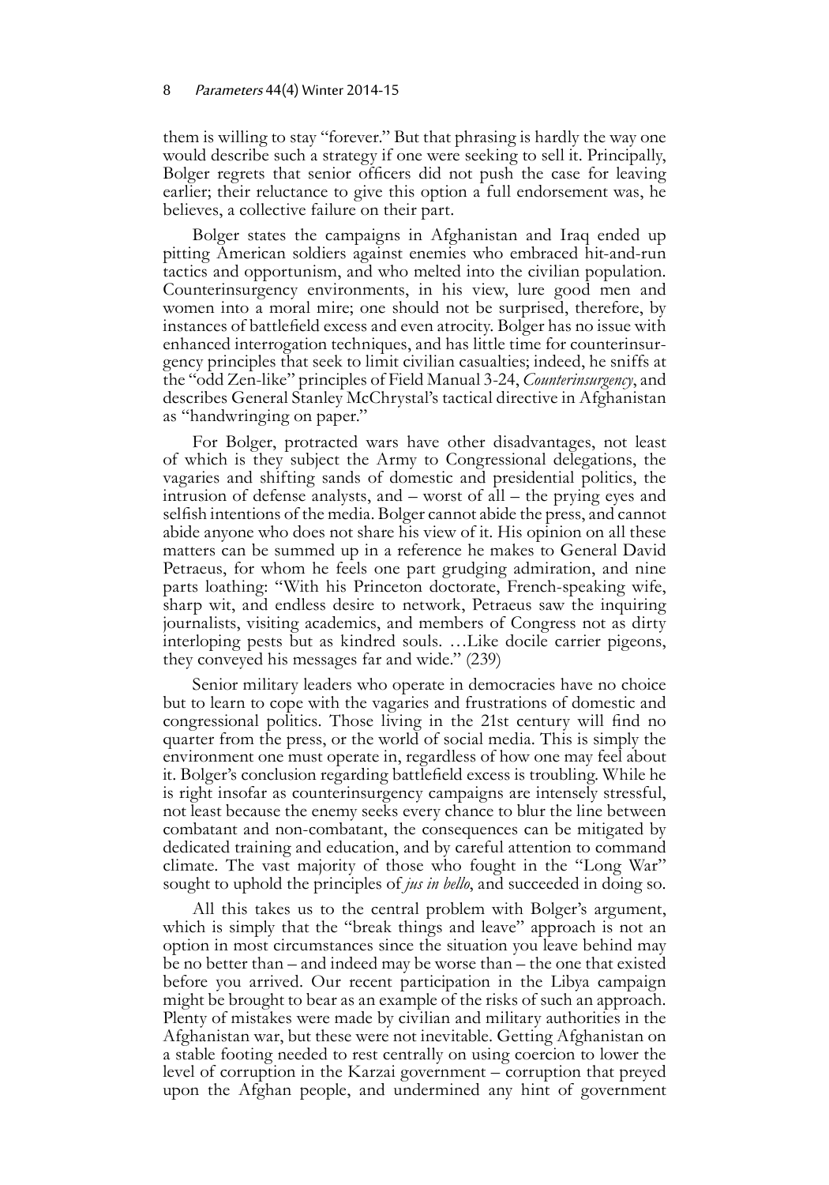them is willing to stay "forever." But that phrasing is hardly the way one would describe such a strategy if one were seeking to sell it. Principally, Bolger regrets that senior officers did not push the case for leaving earlier; their reluctance to give this option a full endorsement was, he believes, a collective failure on their part.

Bolger states the campaigns in Afghanistan and Iraq ended up pitting American soldiers against enemies who embraced hit-and-run tactics and opportunism, and who melted into the civilian population. Counterinsurgency environments, in his view, lure good men and women into a moral mire; one should not be surprised, therefore, by instances of battlefield excess and even atrocity. Bolger has no issue with enhanced interrogation techniques, and has little time for counterinsurgency principles that seek to limit civilian casualties; indeed, he sniffs at the "odd Zen-like" principles of Field Manual 3-24, *Counterinsurgency*, and describes General Stanley McChrystal's tactical directive in Afghanistan as "handwringing on paper."

For Bolger, protracted wars have other disadvantages, not least of which is they subject the Army to Congressional delegations, the vagaries and shifting sands of domestic and presidential politics, the intrusion of defense analysts, and – worst of all – the prying eyes and selfish intentions of the media. Bolger cannot abide the press, and cannot abide anyone who does not share his view of it. His opinion on all these matters can be summed up in a reference he makes to General David Petraeus, for whom he feels one part grudging admiration, and nine parts loathing: "With his Princeton doctorate, French-speaking wife, sharp wit, and endless desire to network, Petraeus saw the inquiring journalists, visiting academics, and members of Congress not as dirty interloping pests but as kindred souls. …Like docile carrier pigeons, they conveyed his messages far and wide." (239)

Senior military leaders who operate in democracies have no choice but to learn to cope with the vagaries and frustrations of domestic and congressional politics. Those living in the 21st century will find no quarter from the press, or the world of social media. This is simply the environment one must operate in, regardless of how one may feel about it. Bolger's conclusion regarding battlefield excess is troubling. While he is right insofar as counterinsurgency campaigns are intensely stressful, not least because the enemy seeks every chance to blur the line between combatant and non-combatant, the consequences can be mitigated by dedicated training and education, and by careful attention to command climate. The vast majority of those who fought in the "Long War" sought to uphold the principles of *jus in bello*, and succeeded in doing so.

All this takes us to the central problem with Bolger's argument, which is simply that the "break things and leave" approach is not an option in most circumstances since the situation you leave behind may be no better than – and indeed may be worse than – the one that existed before you arrived. Our recent participation in the Libya campaign might be brought to bear as an example of the risks of such an approach. Plenty of mistakes were made by civilian and military authorities in the Afghanistan war, but these were not inevitable. Getting Afghanistan on a stable footing needed to rest centrally on using coercion to lower the level of corruption in the Karzai government – corruption that preyed upon the Afghan people, and undermined any hint of government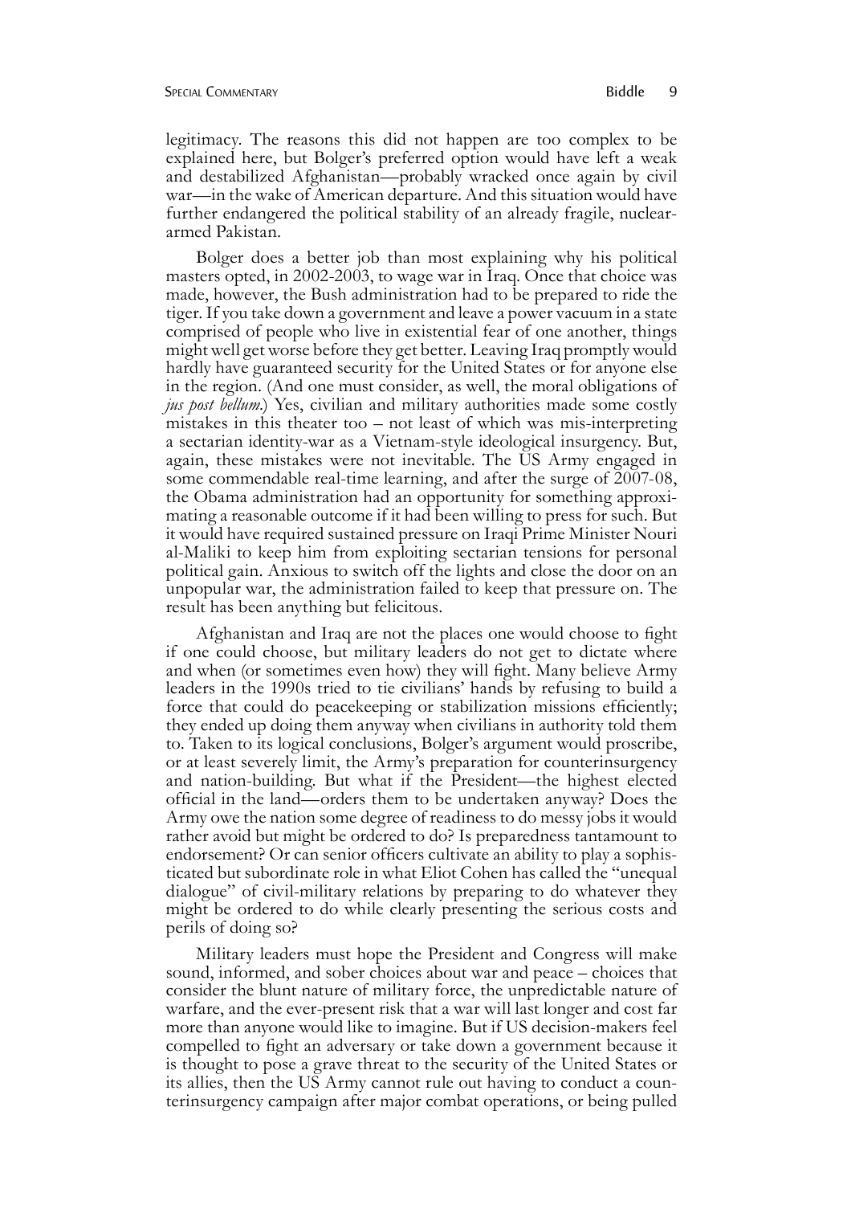legitimacy. The reasons this did not happen are too complex to be explained here, but Bolger's preferred option would have left a weak and destabilized Afghanistan—probably wracked once again by civil war—in the wake of American departure. And this situation would have further endangered the political stability of an already fragile, nuclear-armed Pakistan.

Bolger does a better job than most explaining why his political masters opted, in 2002-2003, to wage war in Iraq. Once that choice was made, however, the Bush administration had to be prepared to ride the tiger. If you take down a government and leave a power vacuum in a state comprised of people who live in existential fear of one another, things might well get worse before they get better. Leaving Iraq promptly would hardly have guaranteed security for the United States or for anyone else in the region. (And one must consider, as well, the moral obligations of *jus post bellum*.) Yes, civilian and military authorities made some costly mistakes in this theater too – not least of which was mis-interpreting a sectarian identity-war as a Vietnam-style ideological insurgency. But, again, these mistakes were not inevitable. The US Army engaged in some commendable real-time learning, and after the surge of 2007-08, the Obama administration had an opportunity for something approximating a reasonable outcome if it had been willing to press for such. But it would have required sustained pressure on Iraqi Prime Minister Nouri al-Maliki to keep him from exploiting sectarian tensions for personal political gain. Anxious to switch off the lights and close the door on an unpopular war, the administration failed to keep that pressure on. The result has been anything but felicitous.

Afghanistan and Iraq are not the places one would choose to fight if one could choose, but military leaders do not get to dictate where and when (or sometimes even how) they will fight. Many believe Army leaders in the 1990s tried to tie civilians' hands by refusing to build a force that could do peacekeeping or stabilization missions efficiently; they ended up doing them anyway when civilians in authority told them to. Taken to its logical conclusions, Bolger's argument would proscribe, or at least severely limit, the Army's preparation for counterinsurgency and nation-building. But what if the President—the highest elected official in the land—orders them to be undertaken anyway? Does the Army owe the nation some degree of readiness to do messy jobs it would rather avoid but might be ordered to do? Is preparedness tantamount to endorsement? Or can senior officers cultivate an ability to play a sophisticated but subordinate role in what Eliot Cohen has called the "unequal dialogue" of civil-military relations by preparing to do whatever they might be ordered to do while clearly presenting the serious costs and perils of doing so?

Military leaders must hope the President and Congress will make sound, informed, and sober choices about war and peace – choices that consider the blunt nature of military force, the unpredictable nature of warfare, and the ever-present risk that a war will last longer and cost far more than anyone would like to imagine. But if US decision-makers feel compelled to fight an adversary or take down a government because it is thought to pose a grave threat to the security of the United States or its allies, then the US Army cannot rule out having to conduct a counterinsurgency campaign after major combat operations, or being pulled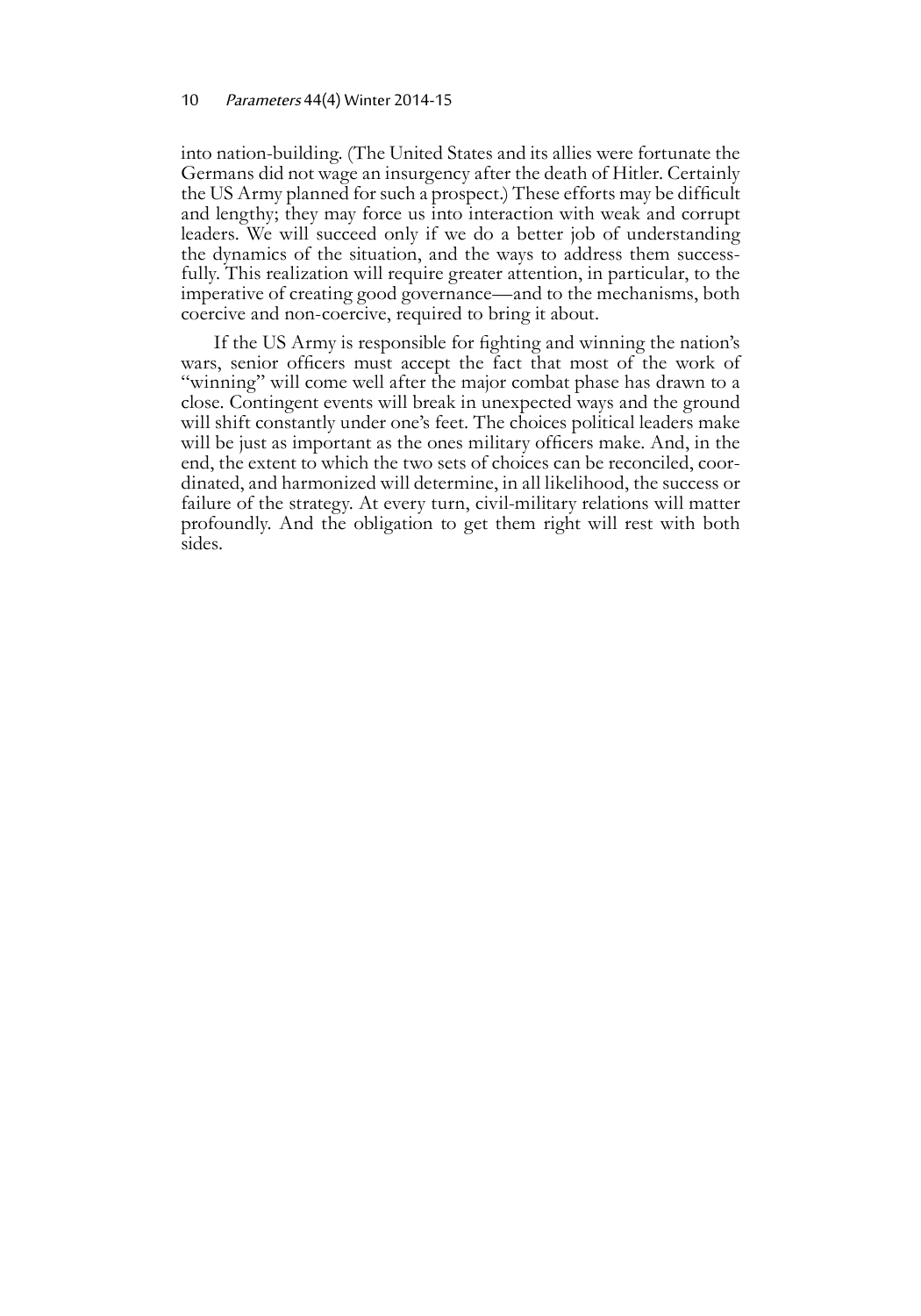into nation-building. (The United States and its allies were fortunate the Germans did not wage an insurgency after the death of Hitler. Certainly the US Army planned for such a prospect.) These efforts may be difficult and lengthy; they may force us into interaction with weak and corrupt leaders. We will succeed only if we do a better job of understanding the dynamics of the situation, and the ways to address them successfully. This realization will require greater attention, in particular, to the imperative of creating good governance—and to the mechanisms, both coercive and non-coercive, required to bring it about.

If the US Army is responsible for fighting and winning the nation's wars, senior officers must accept the fact that most of the work of "winning" will come well after the major combat phase has drawn to a close. Contingent events will break in unexpected ways and the ground will shift constantly under one's feet. The choices political leaders make will be just as important as the ones military officers make. And, in the end, the extent to which the two sets of choices can be reconciled, coordinated, and harmonized will determine, in all likelihood, the success or failure of the strategy. At every turn, civil-military relations will matter profoundly. And the obligation to get them right will rest with both sides.